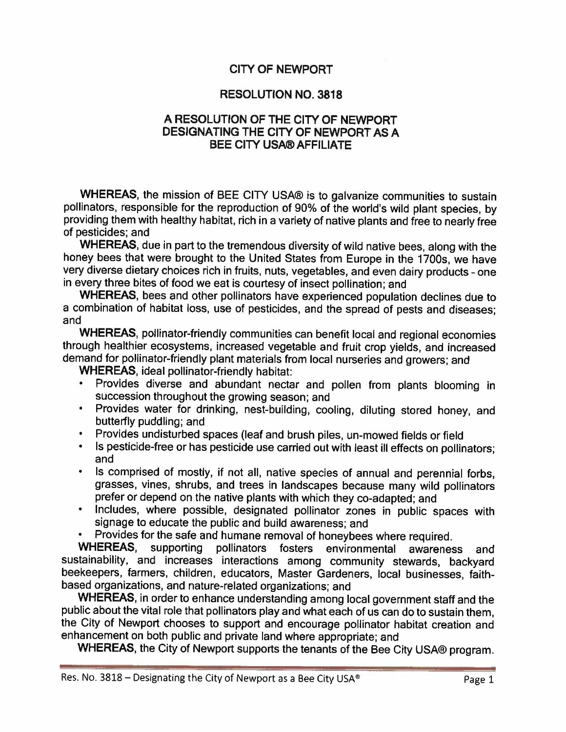# CITY OF NEWPORT

## RESOLUTION NO. 3818

## A RESOLUTION OF THE CITY OF NEWPORT DESIGNATING THE CITY OF NEWPORT AS A BEE CITY USA® AFFILIATE

**WHEREAS**, the mission of BEE CITY USA® is to galvanize communities to sustain pollinators, responsible for the reproduction of 90% of the world's wild plant species, by providing them with healthy habitat, rich in a variety of native plants and free to nearly free of pesticides; and

**WHEREAS**, due in part to the tremendous diversity of wild native bees, along with the honey bees that were brought to the United States from Europe in the 1700s, we have very diverse dietary choices rich in fruits, nuts, vegetables, and even dairy products - one in every three bites of food we eat is courtesy of insect pollination; and

**WHEREAS**, bees and other pollinators have experienced population declines due to a combination of habitat loss, use of pesticides, and the spread of pests and diseases; and

**WHEREAS**, pollinator-friendly communities can benefit local and regional economies through healthier ecosystems, increased vegetable and fruit crop yields, and increased demand for pollinator-friendly plant materials from local nurseries and growers; and

**WHEREAS**, ideal pollinator-friendly habitat:

- Provides diverse and abundant nectar and pollen from plants blooming in succession throughout the growing season; and
- Provides water for drinking, nest-building, cooling, diluting stored honey, and butterfly puddling; and
- Provides undisturbed spaces (leaf and brush piles, un-mowed fields or field
- Is pesticide-free or has pesticide use carried out with least ill effects on pollinators; and
- Is comprised of mostly, if not all, native species of annual and perennial forbs, grasses, vines, shrubs, and trees in landscapes because many wild pollinators prefer or depend on the native plants with which they co-adapted; and
- Includes, where possible, designated pollinator zones in public spaces with signage to educate the public and build awareness; and
- Provides for the safe and humane removal of honeybees where required.

**WHEREAS**, supporting pollinators fosters environmental awareness and sustainability, and increases interactions among community stewards, backyard beekeepers, farmers, children, educators, Master Gardeners, local businesses, faith-based organizations, and nature-related organizations; and

**WHEREAS**, in order to enhance understanding among local government staff and the public about the vital role that pollinators play and what each of us can do to sustain them, the City of Newport chooses to support and encourage pollinator habitat creation and enhancement on both public and private land where appropriate; and

**WHEREAS**, the City of Newport supports the tenants of the Bee City USA® program.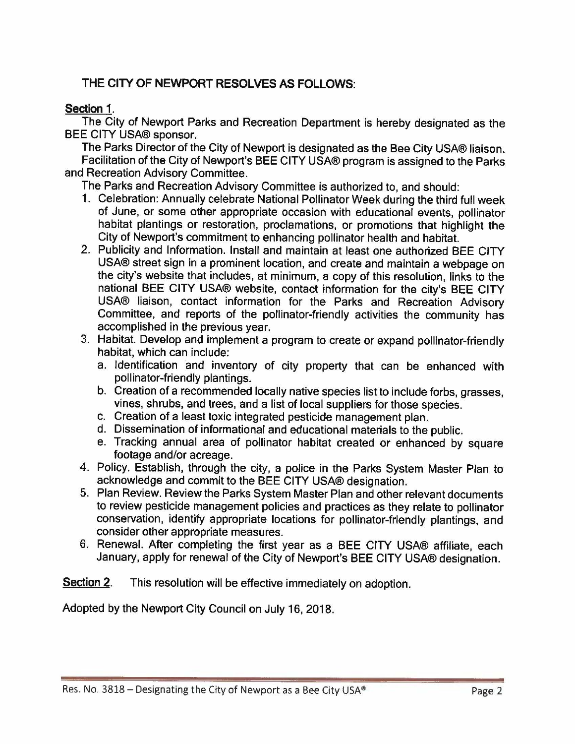## THE CITY OF NEWPORT RESOLVES AS FOLLOWS:

**Section 1.**

The City of Newport Parks and Recreation Department is hereby designated as the BEE CITY USA® sponsor.

The Parks Director of the City of Newport is designated as the Bee City USA® liaison.

Facilitation of the City of Newport's BEE CITY USA® program is assigned to the Parks and Recreation Advisory Committee.

The Parks and Recreation Advisory Committee is authorized to, and should:

1. Celebration: Annually celebrate National Pollinator Week during the third full week of June, or some other appropriate occasion with educational events, pollinator habitat plantings or restoration, proclamations, or promotions that highlight the City of Newport's commitment to enhancing pollinator health and habitat.
2. Publicity and Information. Install and maintain at least one authorized BEE CITY USA® street sign in a prominent location, and create and maintain a webpage on the city's website that includes, at minimum, a copy of this resolution, links to the national BEE CITY USA® website, contact information for the city's BEE CITY USA® liaison, contact information for the Parks and Recreation Advisory Committee, and reports of the pollinator-friendly activities the community has accomplished in the previous year.
3. Habitat. Develop and implement a program to create or expand pollinator-friendly habitat, which can include:
   a. Identification and inventory of city property that can be enhanced with pollinator-friendly plantings.
   b. Creation of a recommended locally native species list to include forbs, grasses, vines, shrubs, and trees, and a list of local suppliers for those species.
   c. Creation of a least toxic integrated pesticide management plan.
   d. Dissemination of informational and educational materials to the public.
   e. Tracking annual area of pollinator habitat created or enhanced by square footage and/or acreage.
4. Policy. Establish, through the city, a police in the Parks System Master Plan to acknowledge and commit to the BEE CITY USA® designation.
5. Plan Review. Review the Parks System Master Plan and other relevant documents to review pesticide management policies and practices as they relate to pollinator conservation, identify appropriate locations for pollinator-friendly plantings, and consider other appropriate measures.
6. Renewal. After completing the first year as a BEE CITY USA® affiliate, each January, apply for renewal of the City of Newport's BEE CITY USA® designation.

**Section 2.** This resolution will be effective immediately on adoption.

Adopted by the Newport City Council on July 16, 2018.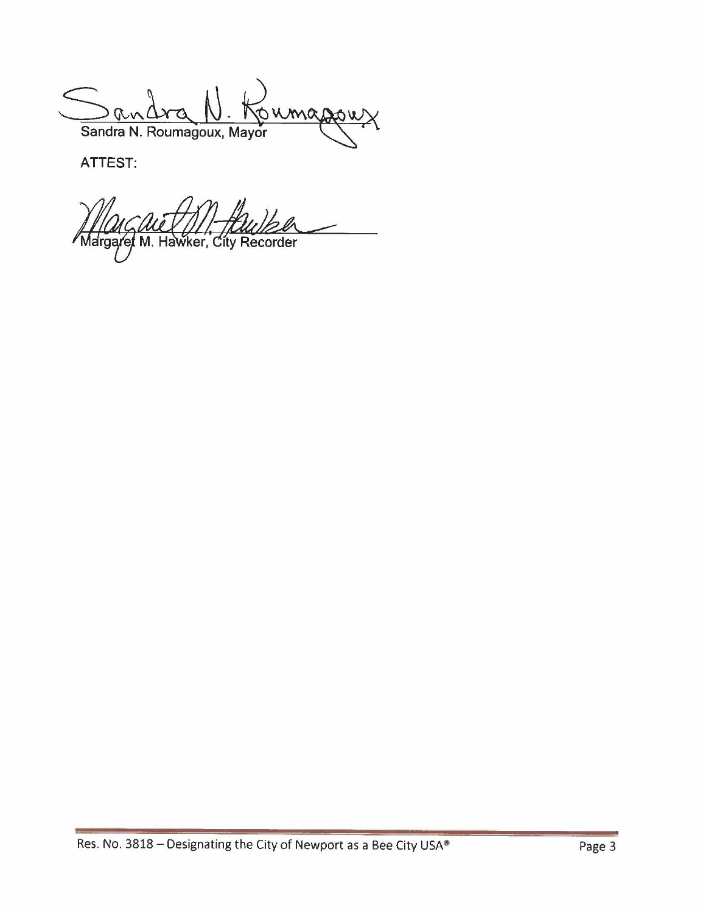Sandra N. Roumagoux, Mayor

ATTEST:

Margaret M. Hawker, City Recorder